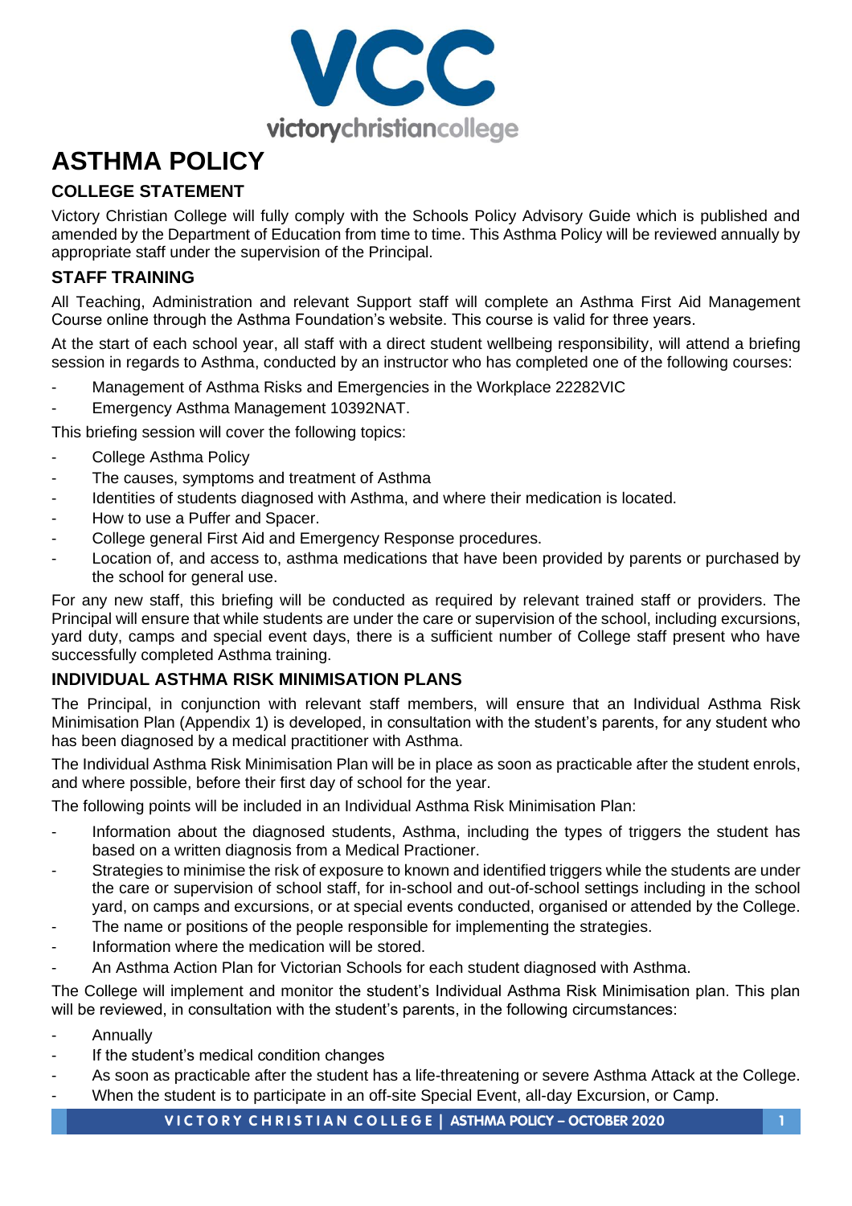# ASTHMA POLICY

## COLLEGE STATEMENT

Victory Christian College will fully comply with the Schools Policy Advisory Guide which is published and amended by the Department of Education from time to time. This Asthma Policy will be reviewed annually by appropriate staff under the supervision of the Principal.

## STAFF TRAINING

All Teaching, Administration and relevant Support staff will complete an Asthma First Aid Management Course online through the Asthma Foundation's website. This course is valid for three years.

At the start of each school year, all staff with a direct student wellbeing responsibility, will attend a briefing session in regards to Asthma, conducted by an instructor who has completed one of the following courses:

- Management of Asthma Risks and Emergencies in the Workplace 22282VIC
- Emergency Asthma Management 10392NAT.

This briefing session will cover the following topics:

- College Asthma Policy
- The causes, symptoms and treatment of Asthma
- Identities of students diagnosed with Asthma, and where their medication is located.
- How to use a Puffer and Spacer.
- College general First Aid and Emergency Response procedures.
- Location of, and access to, asthma medications that have been provided by parents or purchased by the school for general use.

For any new staff, this briefing will be conducted as required by relevant trained staff or providers. The Principal will ensure that while students are under the care or supervision of the school, including excursions, yard duty, camps and special event days, there is a sufficient number of College staff present who have successfully completed Asthma training.

## INDIVIDUAL ASTHMA RISK MINIMISATION PLANS

The Principal, in conjunction with relevant staff members, will ensure that an Individual Asthma Risk Minimisation Plan (Appendix 1) is developed, in consultation with the student's parents, for any student who has been diagnosed by a medical practitioner with Asthma.

The Individual Asthma Risk Minimisation Plan will be in place as soon as practicable after the student enrols, and where possible, before their first day of school for the year.

The following points will be included in an Individual Asthma Risk Minimisation Plan:

- Information about the diagnosed students, Asthma, including the types of triggers the student has based on a written diagnosis from a Medical Practioner.
- Strategies to minimise the risk of exposure to known and identified triggers while the students are under the care or supervision of school staff, for in-school and out-of-school settings including in the school yard, on camps and excursions, or at special events conducted, organised or attended by the College.
- The name or positions of the people responsible for implementing the strategies.
- Information where the medication will be stored.
- An Asthma Action Plan for Victorian Schools for each student diagnosed with Asthma.

The College will implement and monitor the student's Individual Asthma Risk Minimisation plan. This plan will be reviewed, in consultation with the student's parents, in the following circumstances:

- Annually
- If the student's medical condition changes
- As soon as practicable after the student has a life-threatening or severe Asthma Attack at the College.
- When the student is to participate in an off-site Special Event, all-day Excursion, or Camp.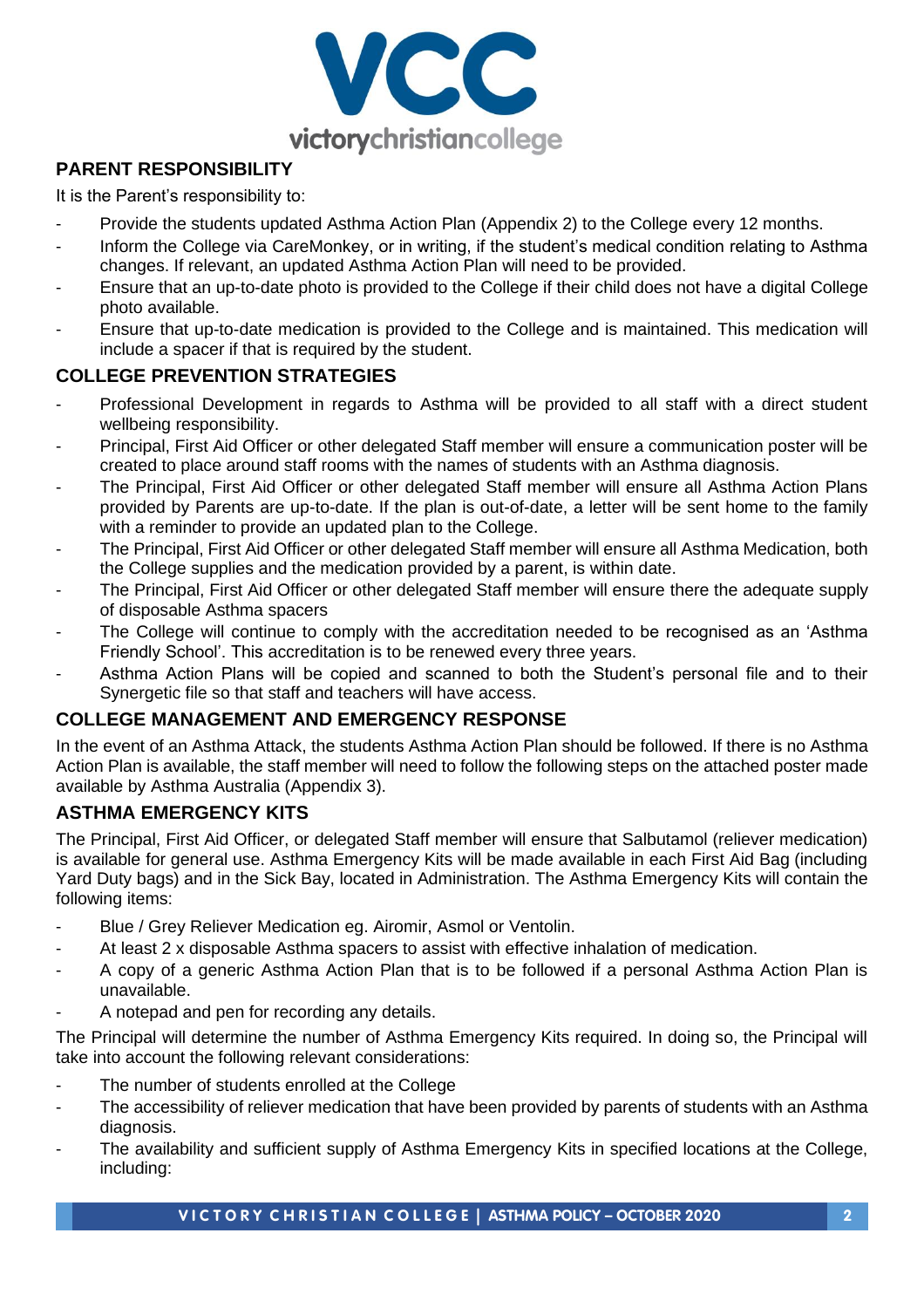## PARENT RESPONSIBILITY

It is the Parent's responsibility to:

- Provide the students updated Asthma Action Plan (Appendix 2) to the College every 12 months.
- Inform the College via CareMonkey, or in writing, if the student's medical condition relating to Asthma changes. If relevant, an updated Asthma Action Plan will need to be provided.
- Ensure that an up-to-date photo is provided to the College if their child does not have a digital College photo available.
- Ensure that up-to-date medication is provided to the College and is maintained. This medication will include a spacer if that is required by the student.

## COLLEGE PREVENTION STRATEGIES

- Professional Development in regards to Asthma will be provided to all staff with a direct student wellbeing responsibility.
- Principal, First Aid Officer or other delegated Staff member will ensure a communication poster will be created to place around staff rooms with the names of students with an Asthma diagnosis.
- The Principal, First Aid Officer or other delegated Staff member will ensure all Asthma Action Plans provided by Parents are up-to-date. If the plan is out-of-date, a letter will be sent home to the family with a reminder to provide an updated plan to the College.
- The Principal, First Aid Officer or other delegated Staff member will ensure all Asthma Medication, both the College supplies and the medication provided by a parent, is within date.
- The Principal, First Aid Officer or other delegated Staff member will ensure there the adequate supply of disposable Asthma spacers
- The College will continue to comply with the accreditation needed to be recognised as an 'Asthma Friendly School'. This accreditation is to be renewed every three years.
- Asthma Action Plans will be copied and scanned to both the Student's personal file and to their Synergetic file so that staff and teachers will have access.

## COLLEGE MANAGEMENT AND EMERGENCY RESPONSE

In the event of an Asthma Attack, the students Asthma Action Plan should be followed. If there is no Asthma Action Plan is available, the staff member will need to follow the following steps on the attached poster made available by Asthma Australia (Appendix 3).

## ASTHMA EMERGENCY KITS

The Principal, First Aid Officer, or delegated Staff member will ensure that Salbutamol (reliever medication) is available for general use. Asthma Emergency Kits will be made available in each First Aid Bag (including Yard Duty bags) and in the Sick Bay, located in Administration. The Asthma Emergency Kits will contain the following items:

- Blue / Grey Reliever Medication eg. Airomir, Asmol or Ventolin.
- At least 2 x disposable Asthma spacers to assist with effective inhalation of medication.
- A copy of a generic Asthma Action Plan that is to be followed if a personal Asthma Action Plan is unavailable.
- A notepad and pen for recording any details.

The Principal will determine the number of Asthma Emergency Kits required. In doing so, the Principal will take into account the following relevant considerations:

- The number of students enrolled at the College
- The accessibility of reliever medication that have been provided by parents of students with an Asthma diagnosis.
- The availability and sufficient supply of Asthma Emergency Kits in specified locations at the College, including: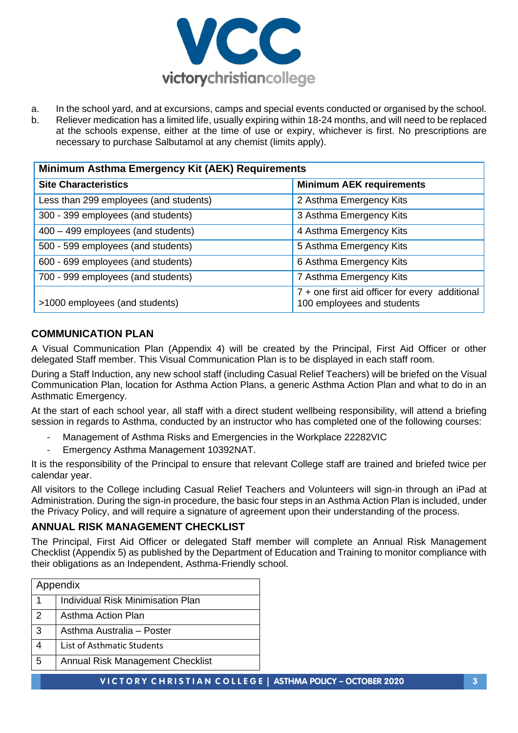a. In the school yard, and at excursions, camps and special events conducted or organised by the school.
b. Reliever medication has a limited life, usually expiring within 18-24 months, and will need to be replaced at the schools expense, either at the time of use or expiry, whichever is first. No prescriptions are necessary to purchase Salbutamol at any chemist (limits apply).

| **Minimum Asthma Emergency Kit (AEK) Requirements** | |
|---|---|
| **Site Characteristics** | **Minimum AEK requirements** |
| Less than 299 employees (and students) | 2 Asthma Emergency Kits |
| 300 - 399 employees (and students) | 3 Asthma Emergency Kits |
| 400 – 499 employees (and students) | 4 Asthma Emergency Kits |
| 500 - 599 employees (and students) | 5 Asthma Emergency Kits |
| 600 - 699 employees (and students) | 6 Asthma Emergency Kits |
| 700 - 999 employees (and students) | 7 Asthma Emergency Kits |
| >1000 employees (and students) | 7 + one first aid officer for every additional 100 employees and students |

## COMMUNICATION PLAN

A Visual Communication Plan (Appendix 4) will be created by the Principal, First Aid Officer or other delegated Staff member. This Visual Communication Plan is to be displayed in each staff room.

During a Staff Induction, any new school staff (including Casual Relief Teachers) will be briefed on the Visual Communication Plan, location for Asthma Action Plans, a generic Asthma Action Plan and what to do in an Asthmatic Emergency.

At the start of each school year, all staff with a direct student wellbeing responsibility, will attend a briefing session in regards to Asthma, conducted by an instructor who has completed one of the following courses:

- Management of Asthma Risks and Emergencies in the Workplace 22282VIC
- Emergency Asthma Management 10392NAT.

It is the responsibility of the Principal to ensure that relevant College staff are trained and briefed twice per calendar year.

All visitors to the College including Casual Relief Teachers and Volunteers will sign-in through an iPad at Administration. During the sign-in procedure, the basic four steps in an Asthma Action Plan is included, under the Privacy Policy, and will require a signature of agreement upon their understanding of the process.

## ANNUAL RISK MANAGEMENT CHECKLIST

The Principal, First Aid Officer or delegated Staff member will complete an Annual Risk Management Checklist (Appendix 5) as published by the Department of Education and Training to monitor compliance with their obligations as an Independent, Asthma-Friendly school.

| Appendix | |
|---|---|
| 1 | Individual Risk Minimisation Plan |
| 2 | Asthma Action Plan |
| 3 | Asthma Australia – Poster |
| 4 | List of Asthmatic Students |
| 5 | Annual Risk Management Checklist |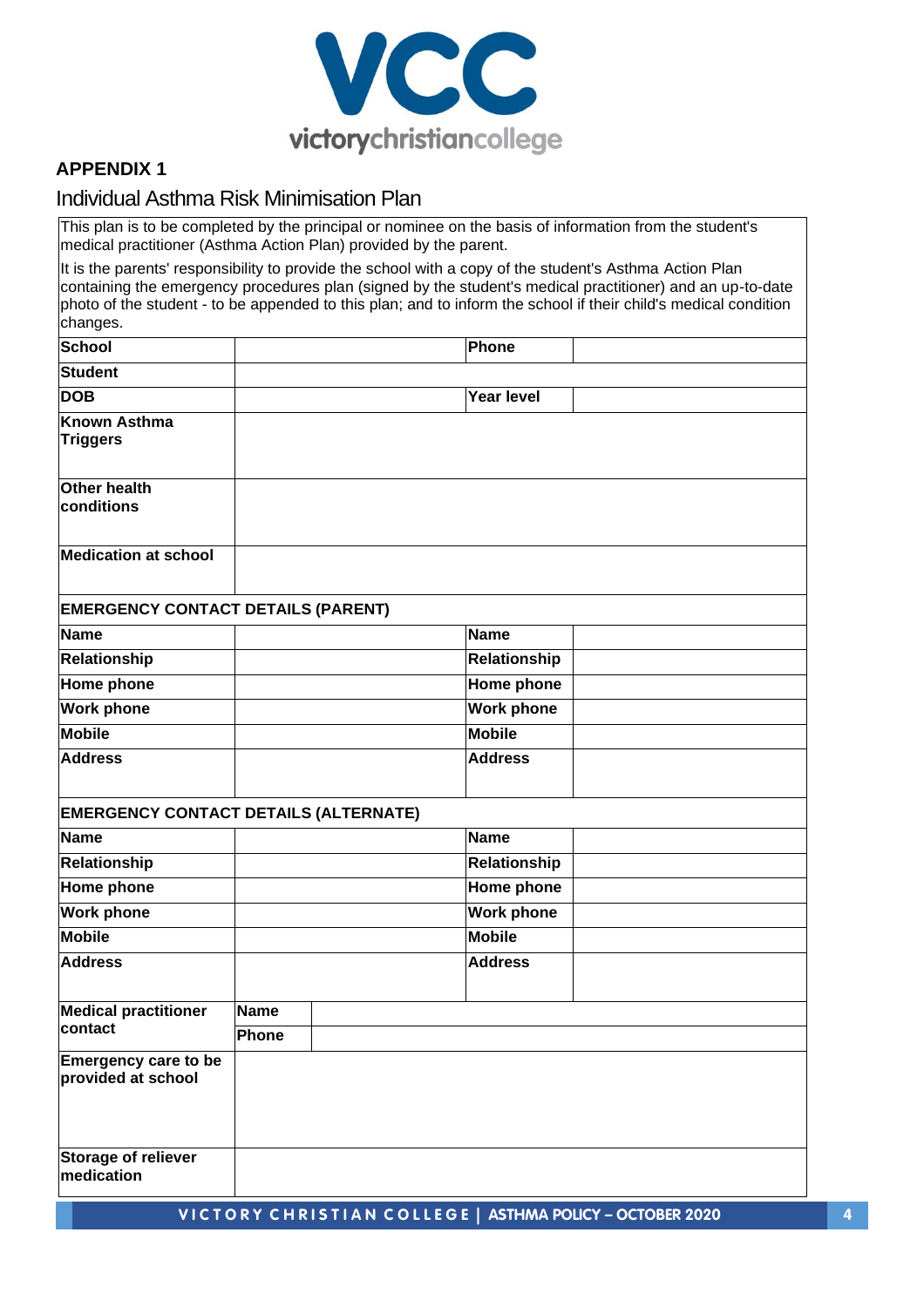## APPENDIX 1

### Individual Asthma Risk Minimisation Plan

This plan is to be completed by the principal or nominee on the basis of information from the student's medical practitioner (Asthma Action Plan) provided by the parent.

It is the parents' responsibility to provide the school with a copy of the student's Asthma Action Plan containing the emergency procedures plan (signed by the student's medical practitioner) and an up-to-date photo of the student - to be appended to this plan; and to inform the school if their child's medical condition changes.

| | | | |
|---|---|---|---|
| **School** | | **Phone** | |
| **Student** | | | |
| **DOB** | | **Year level** | |
| **Known Asthma Triggers** | | | |
| **Other health conditions** | | | |
| **Medication at school** | | | |
| **EMERGENCY CONTACT DETAILS (PARENT)** | | | |
| **Name** | | **Name** | |
| **Relationship** | | **Relationship** | |
| **Home phone** | | **Home phone** | |
| **Work phone** | | **Work phone** | |
| **Mobile** | | **Mobile** | |
| **Address** | | **Address** | |
| **EMERGENCY CONTACT DETAILS (ALTERNATE)** | | | |
| **Name** | | **Name** | |
| **Relationship** | | **Relationship** | |
| **Home phone** | | **Home phone** | |
| **Work phone** | | **Work phone** | |
| **Mobile** | | **Mobile** | |
| **Address** | | **Address** | |
| **Medical practitioner contact** | **Name** | | |
| | **Phone** | | |
| **Emergency care to be provided at school** | | | |
| **Storage of reliever medication** | | | |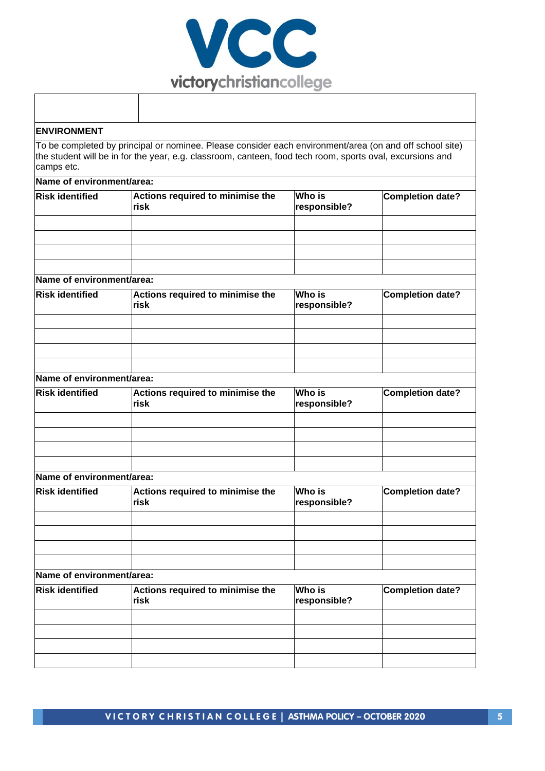| | |
|---|---|
| | |

**ENVIRONMENT**

To be completed by principal or nominee. Please consider each environment/area (on and off school site) the student will be in for the year, e.g. classroom, canteen, food tech room, sports oval, excursions and camps etc.

**Name of environment/area:**

| Risk identified | Actions required to minimise the risk | Who is responsible? | Completion date? |
|---|---|---|---|
| | | | |
| | | | |
| | | | |
| | | | |

**Name of environment/area:**

| Risk identified | Actions required to minimise the risk | Who is responsible? | Completion date? |
|---|---|---|---|
| | | | |
| | | | |
| | | | |
| | | | |

**Name of environment/area:**

| Risk identified | Actions required to minimise the risk | Who is responsible? | Completion date? |
|---|---|---|---|
| | | | |
| | | | |
| | | | |
| | | | |

**Name of environment/area:**

| Risk identified | Actions required to minimise the risk | Who is responsible? | Completion date? |
|---|---|---|---|
| | | | |
| | | | |
| | | | |
| | | | |

**Name of environment/area:**

| Risk identified | Actions required to minimise the risk | Who is responsible? | Completion date? |
|---|---|---|---|
| | | | |
| | | | |
| | | | |
| | | | |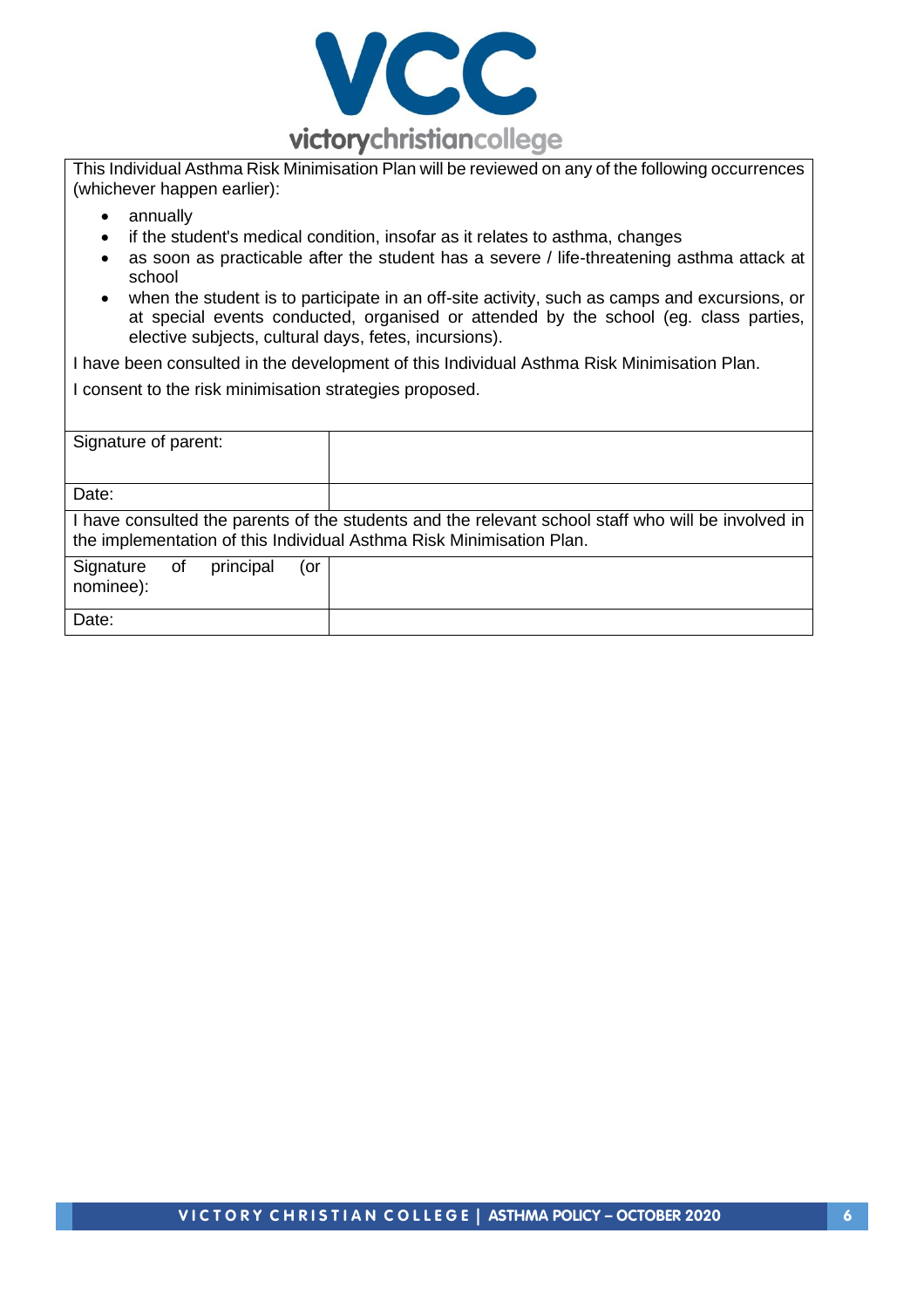This Individual Asthma Risk Minimisation Plan will be reviewed on any of the following occurrences (whichever happen earlier):

- annually
- if the student's medical condition, insofar as it relates to asthma, changes
- as soon as practicable after the student has a severe / life-threatening asthma attack at school
- when the student is to participate in an off-site activity, such as camps and excursions, or at special events conducted, organised or attended by the school (eg. class parties, elective subjects, cultural days, fetes, incursions).

I have been consulted in the development of this Individual Asthma Risk Minimisation Plan.

I consent to the risk minimisation strategies proposed.

| Signature of parent: | |
|---|---|
| Date: | |
| I have consulted the parents of the students and the relevant school staff who will be involved in the implementation of this Individual Asthma Risk Minimisation Plan. | |
| Signature of principal (or nominee): | |
| Date: | |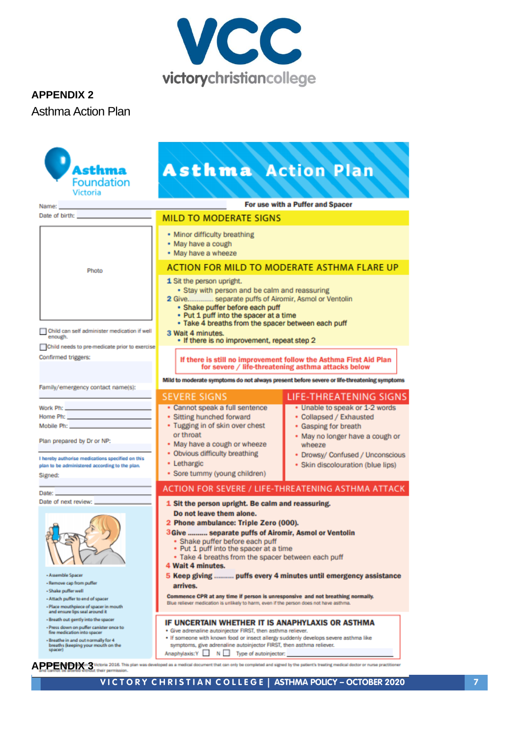victorychristiancollege

**APPENDIX 2**

Asthma Action Plan

Asthma Foundation Victoria

# Asthma Action Plan

Name: ______________________

Date of birth: ______________________

Photo

☐ Child can self administer medication if well enough.

☐ Child needs to pre-medicate prior to exercise

Confirmed triggers:

Family/emergency contact name(s):

Work Ph: ______________________

Home Ph: ______________________

Mobile Ph: ______________________

Plan prepared by Dr or NP:

I hereby authorise medications specified on this plan to be administered according to the plan.

Signed:

Date: ______________________

Date of next review: ______________________

- Assemble Spacer
- Remove cap from puffer
- Shake puffer well
- Attach puffer to end of spacer
- Place mouthpiece of spacer in mouth and ensure lips seal around it
- Breath out gently into the spacer
- Press down on puffer canister once to fire medication into spacer
- Breathe in and out normally for 4 breaths (keeping your mouth on the spacer)

**For use with a Puffer and Spacer**

## MILD TO MODERATE SIGNS

- Minor difficulty breathing
- May have a cough
- May have a wheeze

## ACTION FOR MILD TO MODERATE ASTHMA FLARE UP

1. Sit the person upright.
   - Stay with person and be calm and reassuring
2. Give............ separate puffs of Airomir, Asmol or Ventolin
   - Shake puffer before each puff
   - Put 1 puff into the spacer at a time
   - Take 4 breaths from the spacer between each puff
3. Wait 4 minutes.
   - If there is no improvement, repeat step 2

**If there is still no improvement follow the Asthma First Aid Plan for severe / life-threatening asthma attacks below**

**Mild to moderate symptoms do not always present before severe or life-threatening symptoms**

## SEVERE SIGNS

- Cannot speak a full sentence
- Sitting hunched forward
- Tugging in of skin over chest or throat
- May have a cough or wheeze
- Obvious difficulty breathing
- Lethargic
- Sore tummy (young children)

## LIFE-THREATENING SIGNS

- Unable to speak or 1-2 words
- Collapsed / Exhausted
- Gasping for breath
- May no longer have a cough or wheeze
- Drowsy/ Confused / Unconscious
- Skin discolouration (blue lips)

## ACTION FOR SEVERE / LIFE-THREATENING ASTHMA ATTACK

1. **Sit the person upright. Be calm and reassuring. Do not leave them alone.**
2. **Phone ambulance: Triple Zero (000).**
3. **Give ......... separate puffs of Airomir, Asmol or Ventolin**
   - Shake puffer before each puff
   - Put 1 puff into the spacer at a time
   - Take 4 breaths from the spacer between each puff
4. **Wait 4 minutes.**
5. **Keep giving .......... puffs every 4 minutes until emergency assistance arrives.**

**Commence CPR at any time if person is unresponsive and not breathing normally.**

Blue reliever medication is unlikely to harm, even if the person does not have asthma.

## IF UNCERTAIN WHETHER IT IS ANAPHYLAXIS OR ASTHMA

- Give adrenaline autoinjector FIRST, then asthma reliever.
- If someone with known food or insect allergy suddenly develops severe asthma like symptoms, give adrenaline autoinjector FIRST, then asthma reliever.

Anaphylaxis: Y ☐ N ☐ Type of autoinjector: ______________________

Victoria 2016. This plan was developed as a medical document that can only be completed and signed by the patient's treating medical doctor or nurse practitioner and cannot be altered without their permission.

**APPENDIX 3**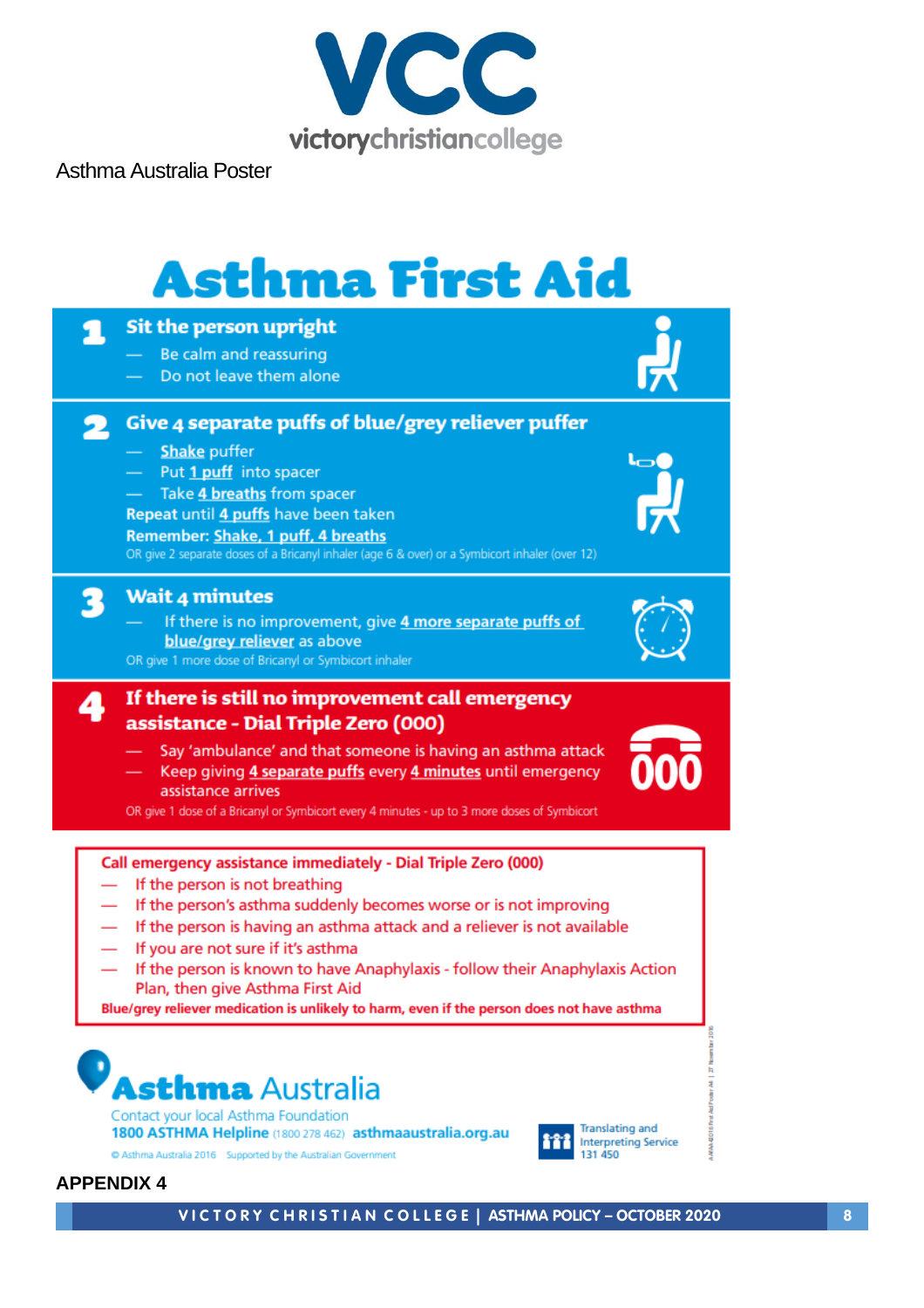Asthma Australia Poster

# Asthma First Aid

## 1 Sit the person upright

- Be calm and reassuring
- Do not leave them alone

## 2 Give 4 separate puffs of blue/grey reliever puffer

- Shake puffer
- Put 1 puff into spacer
- Take 4 breaths from spacer

**Repeat until 4 puffs have been taken**

**Remember: Shake, 1 puff, 4 breaths**

OR give 2 separate doses of a Bricanyl inhaler (age 6 & over) or a Symbicort inhaler (over 12)

## 3 Wait 4 minutes

- If there is no improvement, give 4 more separate puffs of blue/grey reliever as above

OR give 1 more dose of Bricanyl or Symbicort inhaler

## 4 If there is still no improvement call emergency assistance - Dial Triple Zero (000)

- Say 'ambulance' and that someone is having an asthma attack
- Keep giving 4 separate puffs every 4 minutes until emergency assistance arrives

OR give 1 dose of a Bricanyl or Symbicort every 4 minutes - up to 3 more doses of Symbicort

**Call emergency assistance immediately - Dial Triple Zero (000)**

- If the person is not breathing
- If the person's asthma suddenly becomes worse or is not improving
- If the person is having an asthma attack and a reliever is not available
- If you are not sure if it's asthma
- If the person is known to have Anaphylaxis - follow their Anaphylaxis Action Plan, then give Asthma First Aid

**Blue/grey reliever medication is unlikely to harm, even if the person does not have asthma**

**Asthma Australia**

Contact your local Asthma Foundation

**1800 ASTHMA Helpline** (1800 278 462) **asthmaaustralia.org.au**

© Asthma Australia 2016 Supported by the Australian Government

Translating and Interpreting Service 131 450

**APPENDIX 4**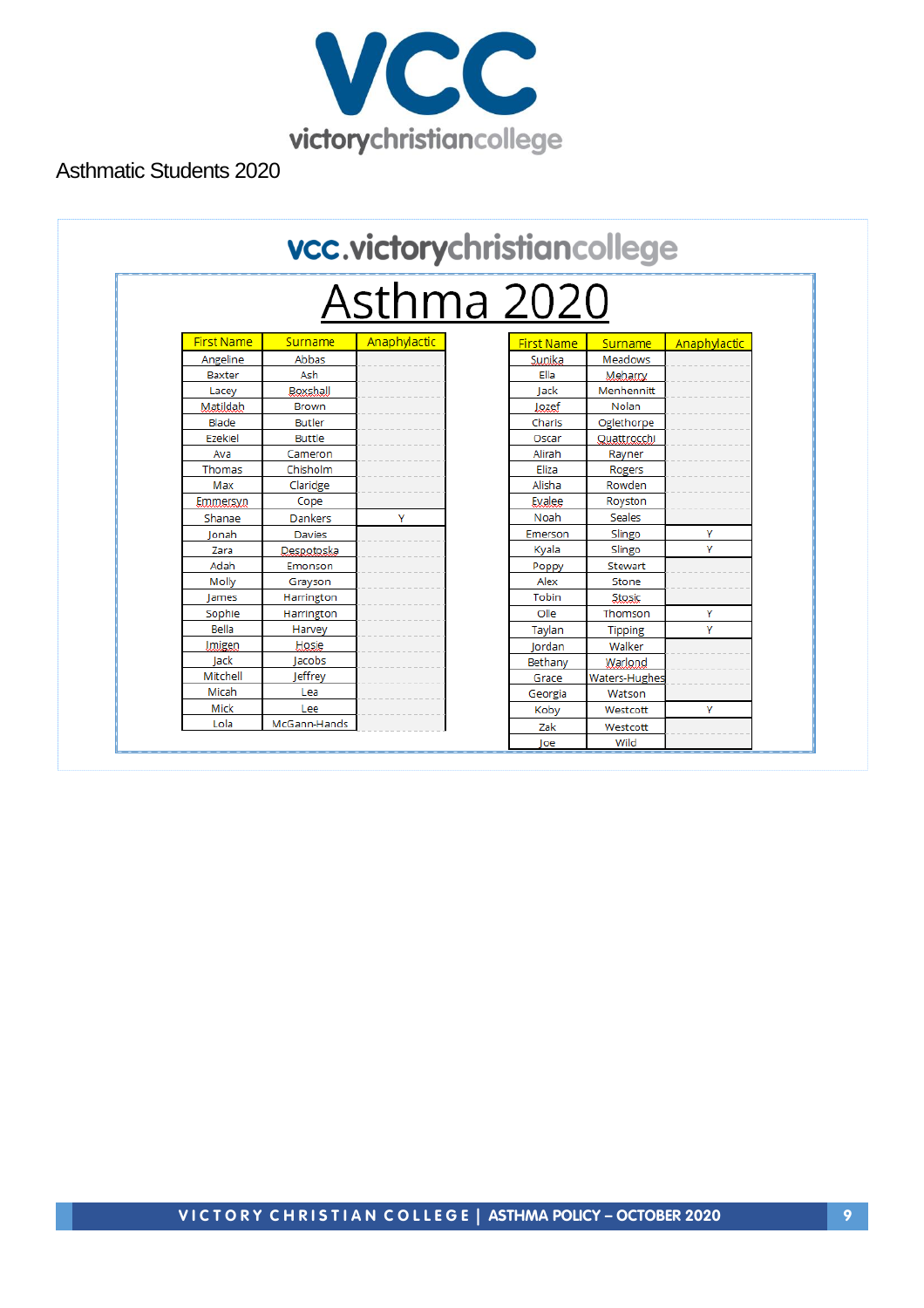victorychristiancollege

Asthmatic Students 2020

vcc.victorychristiancollege

# Asthma 2020

| First Name | Surname | Anaphylactic |
|---|---|---|
| Angeline | Abbas | |
| Baxter | Ash | |
| Lacey | Boxshall | |
| Matildah | Brown | |
| Blade | Butler | |
| Ezekiel | Buttle | |
| Ava | Cameron | |
| Thomas | Chisholm | |
| Max | Claridge | |
| Emmersyn | Cope | |
| Shanae | Dankers | Y |
| Jonah | Davies | |
| Zara | Despotoska | |
| Adah | Emonson | |
| Molly | Grayson | |
| James | Harrington | |
| Sophie | Harrington | |
| Bella | Harvey | |
| Imigen | Hosie | |
| Jack | Jacobs | |
| Mitchell | Jeffrey | |
| Micah | Lea | |
| Mick | Lee | |
| Lola | McGann-Hands | |

| First Name | Surname | Anaphylactic |
|---|---|---|
| Sunika | Meadows | |
| Ella | Meharry | |
| Jack | Menhennitt | |
| Jozef | Nolan | |
| Charis | Oglethorpe | |
| Oscar | Quattrocchi | |
| Alirah | Rayner | |
| Eliza | Rogers | |
| Alisha | Rowden | |
| Evalee | Royston | |
| Noah | Seales | |
| Emerson | Slingo | Y |
| Kyala | Slingo | Y |
| Poppy | Stewart | |
| Alex | Stone | |
| Tobin | Stosic | |
| Olle | Thomson | Y |
| Taylan | Tipping | Y |
| Jordan | Walker | |
| Bethany | Warlond | |
| Grace | Waters-Hughes | |
| Georgia | Watson | |
| Koby | Westcott | Y |
| Zak | Westcott | |
| Joe | Wild | |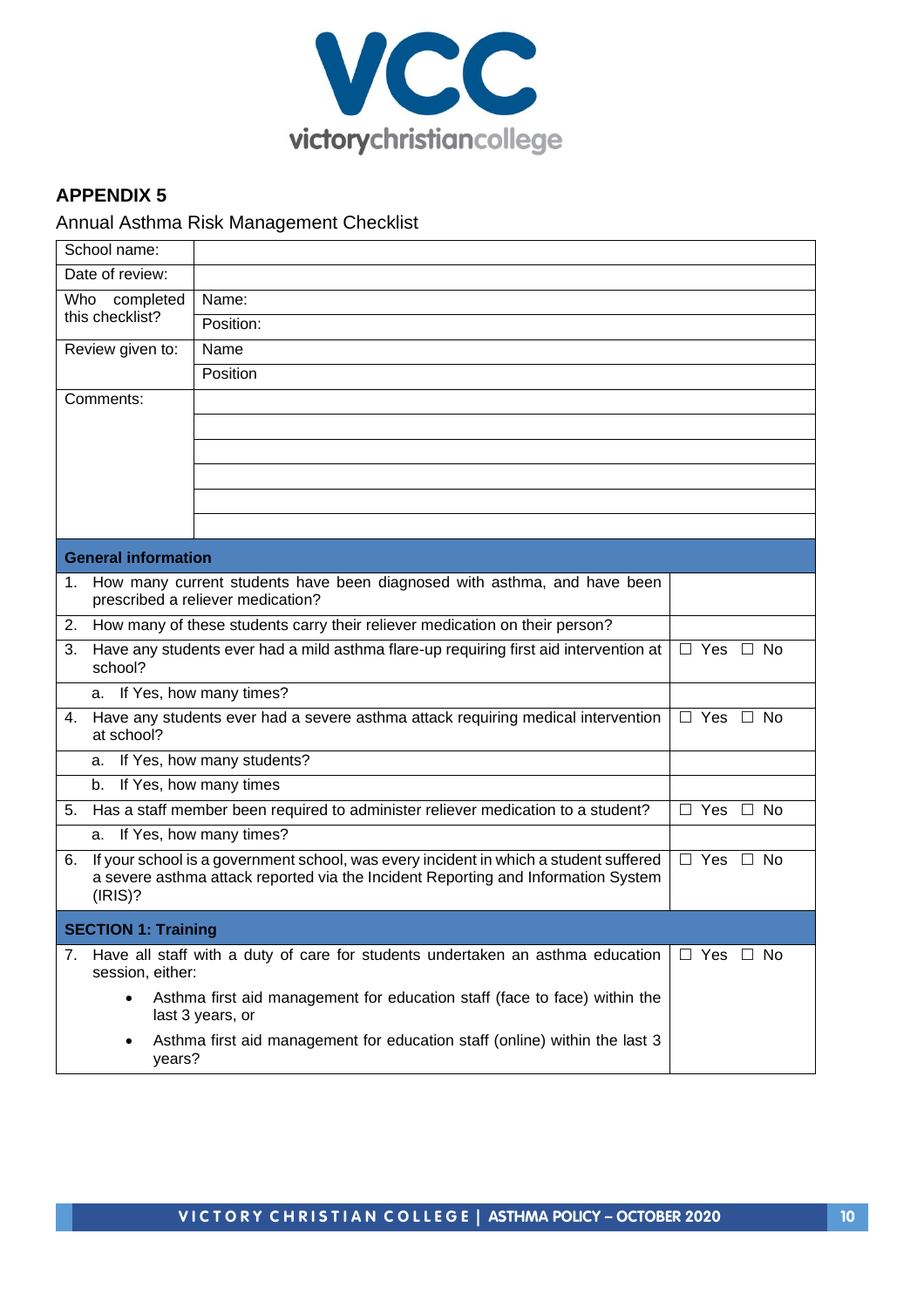## APPENDIX 5

Annual Asthma Risk Management Checklist

| School name: | |
|---|---|
| Date of review: | |
| Who completed this checklist? | Name: |
| | Position: |
| Review given to: | Name |
| | Position |
| Comments: | |
| | |
| | |
| | |
| | |
| | |

| **General information** | |
|---|---|
| 1. How many current students have been diagnosed with asthma, and have been prescribed a reliever medication? | |
| 2. How many of these students carry their reliever medication on their person? | |
| 3. Have any students ever had a mild asthma flare-up requiring first aid intervention at school? | ☐ Yes ☐ No |
| a. If Yes, how many times? | |
| 4. Have any students ever had a severe asthma attack requiring medical intervention at school? | ☐ Yes ☐ No |
| a. If Yes, how many students? | |
| b. If Yes, how many times | |
| 5. Has a staff member been required to administer reliever medication to a student? | ☐ Yes ☐ No |
| a. If Yes, how many times? | |
| 6. If your school is a government school, was every incident in which a student suffered a severe asthma attack reported via the Incident Reporting and Information System (IRIS)? | ☐ Yes ☐ No |
| **SECTION 1: Training** | |
| 7. Have all staff with a duty of care for students undertaken an asthma education session, either:<br>• Asthma first aid management for education staff (face to face) within the last 3 years, or<br>• Asthma first aid management for education staff (online) within the last 3 years? | ☐ Yes ☐ No |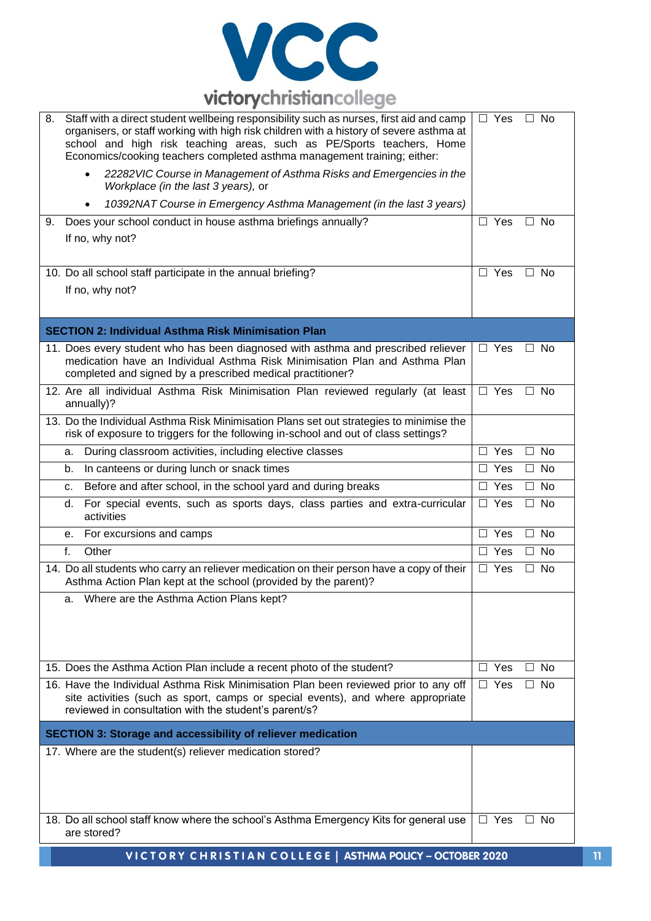| | |
|---|---|
| 8. Staff with a direct student wellbeing responsibility such as nurses, first aid and camp organisers, or staff working with high risk children with a history of severe asthma at school and high risk teaching areas, such as PE/Sports teachers, Home Economics/cooking teachers completed asthma management training; either:<br>• *22282VIC Course in Management of Asthma Risks and Emergencies in the Workplace (in the last 3 years),* or<br>• *10392NAT Course in Emergency Asthma Management (in the last 3 years)* | ☐ Yes ☐ No |
| 9. Does your school conduct in house asthma briefings annually?<br>If no, why not? | ☐ Yes ☐ No |
| 10. Do all school staff participate in the annual briefing?<br>If no, why not? | ☐ Yes ☐ No |
| **SECTION 2: Individual Asthma Risk Minimisation Plan** | |
| 11. Does every student who has been diagnosed with asthma and prescribed reliever medication have an Individual Asthma Risk Minimisation Plan and Asthma Plan completed and signed by a prescribed medical practitioner? | ☐ Yes ☐ No |
| 12. Are all individual Asthma Risk Minimisation Plan reviewed regularly (at least annually)? | ☐ Yes ☐ No |
| 13. Do the Individual Asthma Risk Minimisation Plans set out strategies to minimise the risk of exposure to triggers for the following in-school and out of class settings? | |
| a. During classroom activities, including elective classes | ☐ Yes ☐ No |
| b. In canteens or during lunch or snack times | ☐ Yes ☐ No |
| c. Before and after school, in the school yard and during breaks | ☐ Yes ☐ No |
| d. For special events, such as sports days, class parties and extra-curricular activities | ☐ Yes ☐ No |
| e. For excursions and camps | ☐ Yes ☐ No |
| f. Other | ☐ Yes ☐ No |
| 14. Do all students who carry an reliever medication on their person have a copy of their Asthma Action Plan kept at the school (provided by the parent)? | ☐ Yes ☐ No |
| a. Where are the Asthma Action Plans kept? | |
| 15. Does the Asthma Action Plan include a recent photo of the student? | ☐ Yes ☐ No |
| 16. Have the Individual Asthma Risk Minimisation Plan been reviewed prior to any off site activities (such as sport, camps or special events), and where appropriate reviewed in consultation with the student's parent/s? | ☐ Yes ☐ No |
| **SECTION 3: Storage and accessibility of reliever medication** | |
| 17. Where are the student(s) reliever medication stored? | |
| 18. Do all school staff know where the school's Asthma Emergency Kits for general use are stored? | ☐ Yes ☐ No |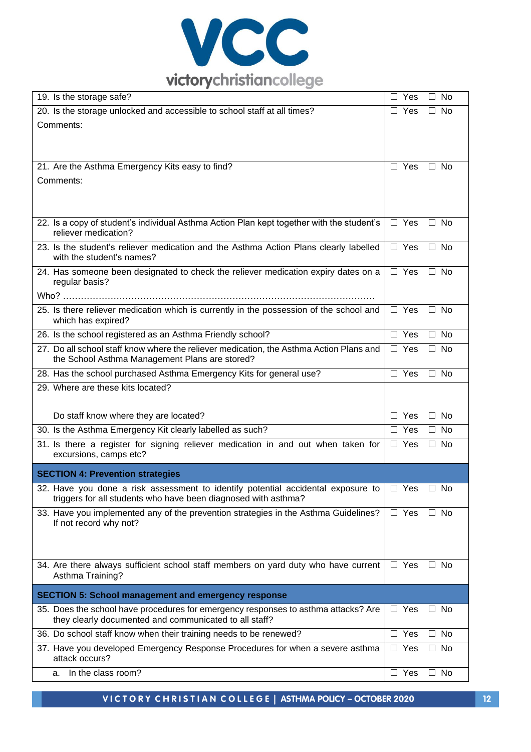| | |
|---|---|
| 19. Is the storage safe? | ☐ Yes ☐ No |
| 20. Is the storage unlocked and accessible to school staff at all times?<br>Comments: | ☐ Yes ☐ No |
| 21. Are the Asthma Emergency Kits easy to find?<br>Comments: | ☐ Yes ☐ No |
| 22. Is a copy of student's individual Asthma Action Plan kept together with the student's reliever medication? | ☐ Yes ☐ No |
| 23. Is the student's reliever medication and the Asthma Action Plans clearly labelled with the student's names? | ☐ Yes ☐ No |
| 24. Has someone been designated to check the reliever medication expiry dates on a regular basis?<br>Who? ……………………………………………………………………………………… | ☐ Yes ☐ No |
| 25. Is there reliever medication which is currently in the possession of the school and which has expired? | ☐ Yes ☐ No |
| 26. Is the school registered as an Asthma Friendly school? | ☐ Yes ☐ No |
| 27. Do all school staff know where the reliever medication, the Asthma Action Plans and the School Asthma Management Plans are stored? | ☐ Yes ☐ No |
| 28. Has the school purchased Asthma Emergency Kits for general use? | ☐ Yes ☐ No |
| 29. Where are these kits located? | |
| Do staff know where they are located? | ☐ Yes ☐ No |
| 30. Is the Asthma Emergency Kit clearly labelled as such? | ☐ Yes ☐ No |
| 31. Is there a register for signing reliever medication in and out when taken for excursions, camps etc? | ☐ Yes ☐ No |
| **SECTION 4: Prevention strategies** | |
| 32. Have you done a risk assessment to identify potential accidental exposure to triggers for all students who have been diagnosed with asthma? | ☐ Yes ☐ No |
| 33. Have you implemented any of the prevention strategies in the Asthma Guidelines? If not record why not? | ☐ Yes ☐ No |
| 34. Are there always sufficient school staff members on yard duty who have current Asthma Training? | ☐ Yes ☐ No |
| **SECTION 5: School management and emergency response** | |
| 35. Does the school have procedures for emergency responses to asthma attacks? Are they clearly documented and communicated to all staff? | ☐ Yes ☐ No |
| 36. Do school staff know when their training needs to be renewed? | ☐ Yes ☐ No |
| 37. Have you developed Emergency Response Procedures for when a severe asthma attack occurs? | ☐ Yes ☐ No |
| a. In the class room? | ☐ Yes ☐ No |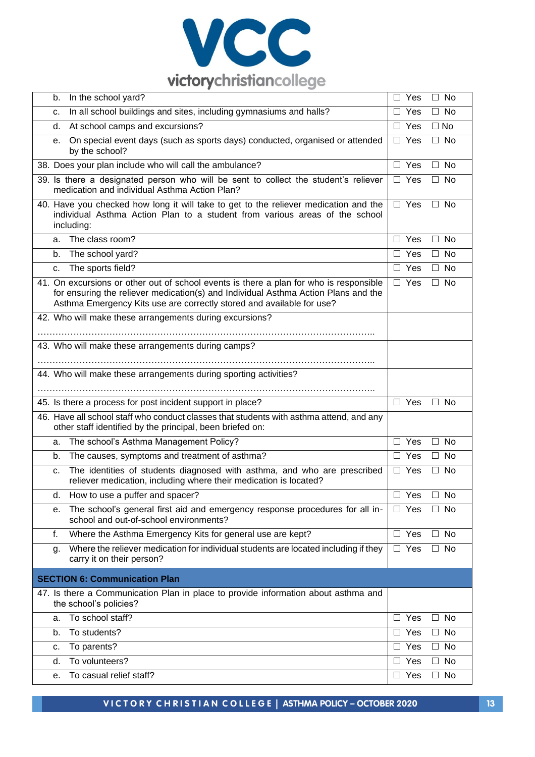| | |
|---|---|
| b. In the school yard? | ☐ Yes ☐ No |
| c. In all school buildings and sites, including gymnasiums and halls? | ☐ Yes ☐ No |
| d. At school camps and excursions? | ☐ Yes ☐ No |
| e. On special event days (such as sports days) conducted, organised or attended by the school? | ☐ Yes ☐ No |
| 38. Does your plan include who will call the ambulance? | ☐ Yes ☐ No |
| 39. Is there a designated person who will be sent to collect the student's reliever medication and individual Asthma Action Plan? | ☐ Yes ☐ No |
| 40. Have you checked how long it will take to get to the reliever medication and the individual Asthma Action Plan to a student from various areas of the school including: | ☐ Yes ☐ No |
| a. The class room? | ☐ Yes ☐ No |
| b. The school yard? | ☐ Yes ☐ No |
| c. The sports field? | ☐ Yes ☐ No |
| 41. On excursions or other out of school events is there a plan for who is responsible for ensuring the reliever medication(s) and Individual Asthma Action Plans and the Asthma Emergency Kits use are correctly stored and available for use? | ☐ Yes ☐ No |
| 42. Who will make these arrangements during excursions? ………………………………………………………………………………………… | |
| 43. Who will make these arrangements during camps? ………………………………………………………………………………………… | |
| 44. Who will make these arrangements during sporting activities? ………………………………………………………………………………………… | |
| 45. Is there a process for post incident support in place? | ☐ Yes ☐ No |
| 46. Have all school staff who conduct classes that students with asthma attend, and any other staff identified by the principal, been briefed on: | |
| a. The school's Asthma Management Policy? | ☐ Yes ☐ No |
| b. The causes, symptoms and treatment of asthma? | ☐ Yes ☐ No |
| c. The identities of students diagnosed with asthma, and who are prescribed reliever medication, including where their medication is located? | ☐ Yes ☐ No |
| d. How to use a puffer and spacer? | ☐ Yes ☐ No |
| e. The school's general first aid and emergency response procedures for all in-school and out-of-school environments? | ☐ Yes ☐ No |
| f. Where the Asthma Emergency Kits for general use are kept? | ☐ Yes ☐ No |
| g. Where the reliever medication for individual students are located including if they carry it on their person? | ☐ Yes ☐ No |
| **SECTION 6: Communication Plan** | |
| 47. Is there a Communication Plan in place to provide information about asthma and the school's policies? | |
| a. To school staff? | ☐ Yes ☐ No |
| b. To students? | ☐ Yes ☐ No |
| c. To parents? | ☐ Yes ☐ No |
| d. To volunteers? | ☐ Yes ☐ No |
| e. To casual relief staff? | ☐ Yes ☐ No |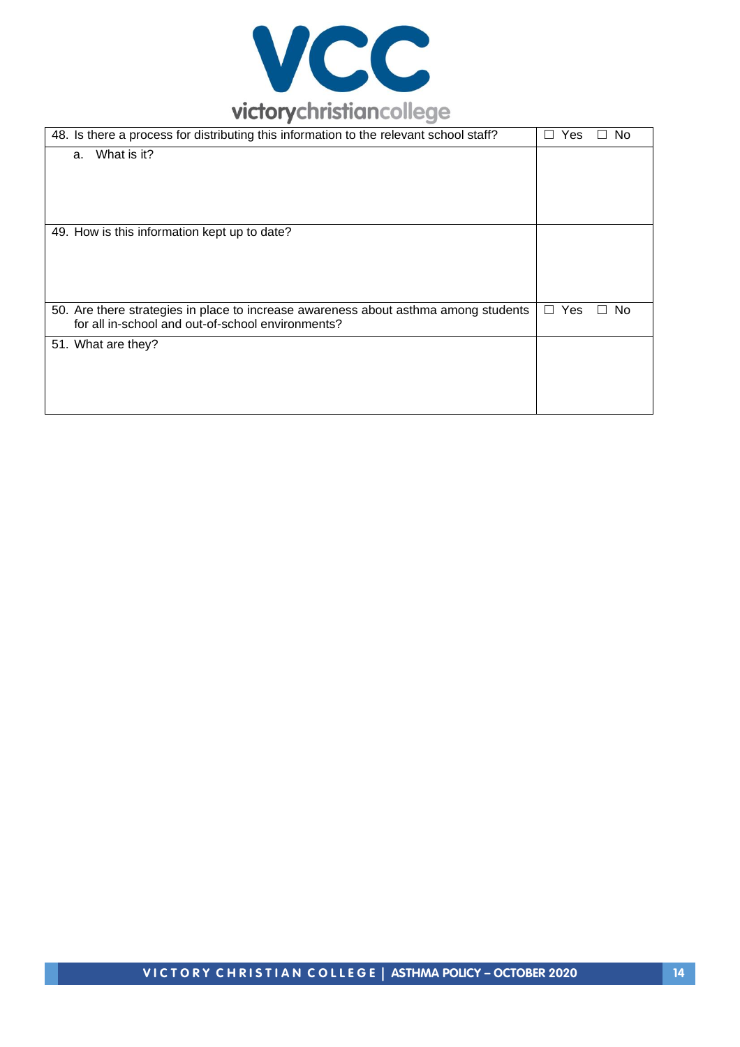| | |
|---|---|
| 48. Is there a process for distributing this information to the relevant school staff? | ☐ Yes ☐ No |
| a. What is it? | |
| 49. How is this information kept up to date? | |
| 50. Are there strategies in place to increase awareness about asthma among students for all in-school and out-of-school environments? | ☐ Yes ☐ No |
| 51. What are they? | |